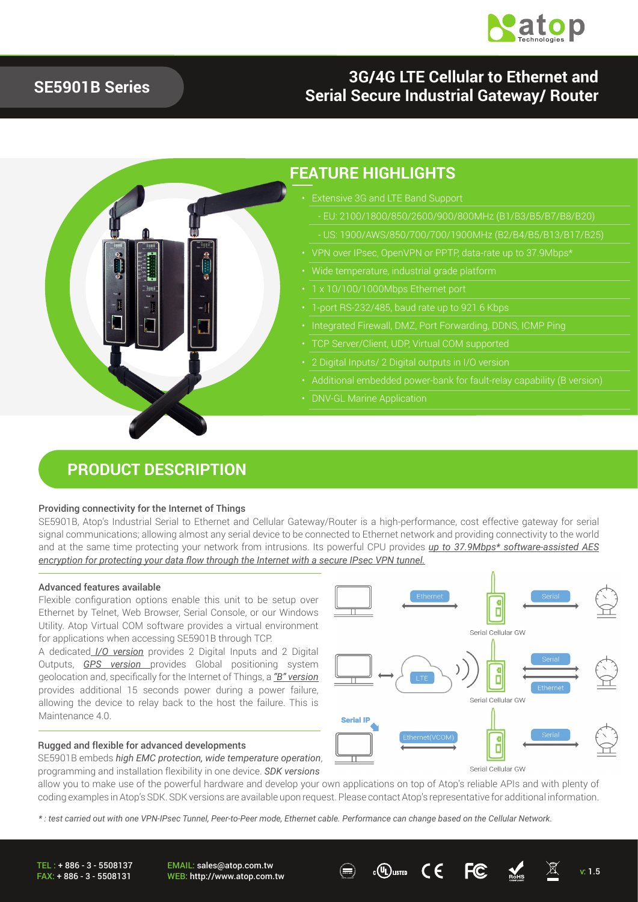# SE5901B Series

## 3G/4G LTE Cellular to Ethernet and Serial Secure Industrial Gateway/ Router

## FEATURE HIGHLIGHTS

- Extensive 3G and LTE Band Support
  - EU: 2100/1800/850/2600/900/800MHz (B1/B3/B5/B7/B8/B20)
  - US: 1900/AWS/850/700/700/1900MHz (B2/B4/B5/B13/B17/B25)
- VPN over IPsec, OpenVPN or PPTP, data-rate up to 37.9Mbps*
- Wide temperature, industrial grade platform
- 1 x 10/100/1000Mbps Ethernet port
- 1-port RS-232/485, baud rate up to 921.6 Kbps
- Integrated Firewall, DMZ, Port Forwarding, DDNS, ICMP Ping
- TCP Server/Client, UDP, Virtual COM supported
- 2 Digital Inputs/ 2 Digital outputs in I/O version
- Additional embedded power-bank for fault-relay capability (B version)
- DNV-GL Marine Application

## PRODUCT DESCRIPTION

### Providing connectivity for the Internet of Things

SE5901B, Atop's Industrial Serial to Ethernet and Cellular Gateway/Router is a high-performance, cost effective gateway for serial signal communications; allowing almost any serial device to be connected to Ethernet network and providing connectivity to the world and at the same time protecting your network from intrusions. Its powerful CPU provides *up to 37.9Mbps* software-assisted AES encryption for protecting your data flow through the Internet with a secure IPsec VPN tunnel.*

### Advanced features available

Flexible configuration options enable this unit to be setup over Ethernet by Telnet, Web Browser, Serial Console, or our Windows Utility. Atop Virtual COM software provides a virtual environment for applications when accessing SE5901B through TCP.

A dedicated *I/O version* provides 2 Digital Inputs and 2 Digital Outputs, *GPS version* provides Global positioning system geolocation and, specifically for the Internet of Things, a *"B" version* provides additional 15 seconds power during a power failure, allowing the device to relay back to the host the failure. This is Maintenance 4.0.

Ethernet — Serial Cellular GW — Serial

LTE — Serial Cellular GW — Serial / Ethernet

Serial IP — Ethernet(VCOM) — Serial Cellular GW — Serial

### Rugged and flexible for advanced developments

SE5901B embeds *high EMC protection, wide temperature operation*, programming and installation flexibility in one device. *SDK versions* allow you to make use of the powerful hardware and develop your own applications on top of Atop's reliable APIs and with plenty of coding examples in Atop's SDK. SDK versions are available upon request. Please contact Atop's representative for additional information.

*\* : test carried out with one VPN-IPsec Tunnel, Peer-to-Peer mode, Ethernet cable. Performance can change based on the Cellular Network.*

TEL : + 886 - 3 - 5508137
FAX: + 886 - 3 - 5508131

EMAIL: sales@atop.com.tw
WEB: http://www.atop.com.tw

v: 1.5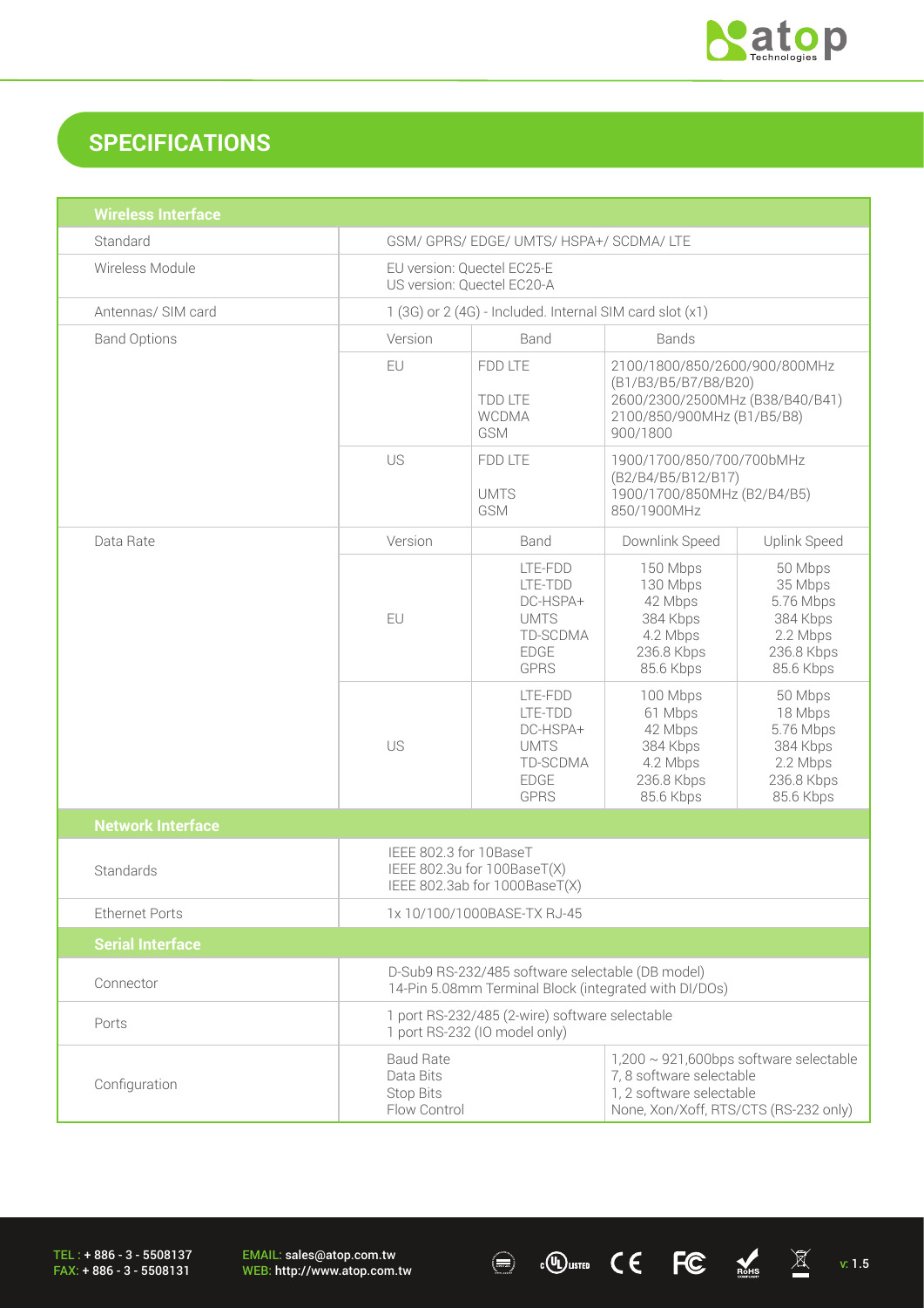## SPECIFICATIONS

| Wireless Interface | | | | |
|---|---|---|---|---|
| Standard | GSM/ GPRS/ EDGE/ UMTS/ HSPA+/ SCDMA/ LTE | | | |
| Wireless Module | EU version: Quectel EC25-E<br>US version: Quectel EC20-A | | | |
| Antennas/ SIM card | 1 (3G) or 2 (4G) - Included. Internal SIM card slot (x1) | | | |
| Band Options | Version | Band | Bands | |
| | EU | FDD LTE<br><br>TDD LTE<br>WCDMA<br>GSM | 2100/1800/850/2600/900/800MHz (B1/B3/B5/B7/B8/B20)<br>2600/2300/2500MHz (B38/B40/B41)<br>2100/850/900MHz (B1/B5/B8)<br>900/1800 | |
| | US | FDD LTE<br><br>UMTS<br>GSM | 1900/1700/850/700/700bMHz (B2/B4/B5/B12/B17)<br>1900/1700/850MHz (B2/B4/B5)<br>850/1900MHz | |
| Data Rate | Version | Band | Downlink Speed | Uplink Speed |
| | EU | LTE-FDD<br>LTE-TDD<br>DC-HSPA+<br>UMTS<br>TD-SCDMA<br>EDGE<br>GPRS | 150 Mbps<br>130 Mbps<br>42 Mbps<br>384 Kbps<br>4.2 Mbps<br>236.8 Kbps<br>85.6 Kbps | 50 Mbps<br>35 Mbps<br>5.76 Mbps<br>384 Kbps<br>2.2 Mbps<br>236.8 Kbps<br>85.6 Kbps |
| | US | LTE-FDD<br>LTE-TDD<br>DC-HSPA+<br>UMTS<br>TD-SCDMA<br>EDGE<br>GPRS | 100 Mbps<br>61 Mbps<br>42 Mbps<br>384 Kbps<br>4.2 Mbps<br>236.8 Kbps<br>85.6 Kbps | 50 Mbps<br>18 Mbps<br>5.76 Mbps<br>384 Kbps<br>2.2 Mbps<br>236.8 Kbps<br>85.6 Kbps |
| **Network Interface** | | | | |
| Standards | IEEE 802.3 for 10BaseT<br>IEEE 802.3u for 100BaseT(X)<br>IEEE 802.3ab for 1000BaseT(X) | | | |
| Ethernet Ports | 1x 10/100/1000BASE-TX RJ-45 | | | |
| **Serial Interface** | | | | |
| Connector | D-Sub9 RS-232/485 software selectable (DB model)<br>14-Pin 5.08mm Terminal Block (integrated with DI/DOs) | | | |
| Ports | 1 port RS-232/485 (2-wire) software selectable<br>1 port RS-232 (IO model only) | | | |
| Configuration | Baud Rate<br>Data Bits<br>Stop Bits<br>Flow Control | | 1,200 ~ 921,600bps software selectable<br>7, 8 software selectable<br>1, 2 software selectable<br>None, Xon/Xoff, RTS/CTS (RS-232 only) | |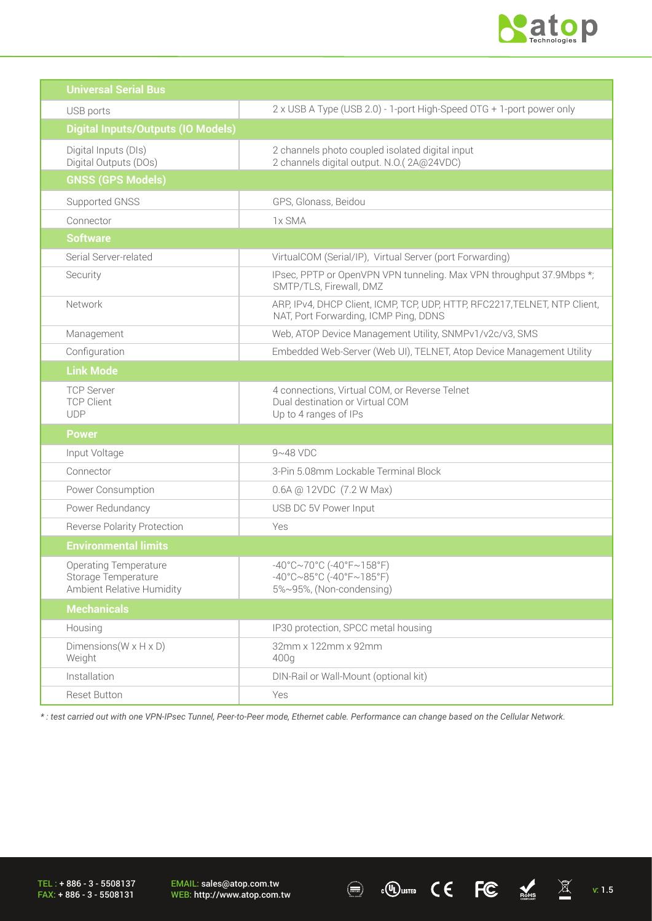| Universal Serial Bus | |
|---|---|
| USB ports | 2 x USB A Type (USB 2.0) - 1-port High-Speed OTG + 1-port power only |
| **Digital Inputs/Outputs (IO Models)** | |
| Digital Inputs (DIs)<br>Digital Outputs (DOs) | 2 channels photo coupled isolated digital input<br>2 channels digital output. N.O.( 2A@24VDC) |
| **GNSS (GPS Models)** | |
| Supported GNSS | GPS, Glonass, Beidou |
| Connector | 1x SMA |
| **Software** | |
| Serial Server-related | VirtualCOM (Serial/IP), Virtual Server (port Forwarding) |
| Security | IPsec, PPTP or OpenVPN VPN tunneling. Max VPN throughput 37.9Mbps *; SMTP/TLS, Firewall, DMZ |
| Network | ARP, IPv4, DHCP Client, ICMP, TCP, UDP, HTTP, RFC2217,TELNET, NTP Client, NAT, Port Forwarding, ICMP Ping, DDNS |
| Management | Web, ATOP Device Management Utility, SNMPv1/v2c/v3, SMS |
| Configuration | Embedded Web-Server (Web UI), TELNET, Atop Device Management Utility |
| **Link Mode** | |
| TCP Server<br>TCP Client<br>UDP | 4 connections, Virtual COM, or Reverse Telnet<br>Dual destination or Virtual COM<br>Up to 4 ranges of IPs |
| **Power** | |
| Input Voltage | 9~48 VDC |
| Connector | 3-Pin 5.08mm Lockable Terminal Block |
| Power Consumption | 0.6A @ 12VDC (7.2 W Max) |
| Power Redundancy | USB DC 5V Power Input |
| Reverse Polarity Protection | Yes |
| **Environmental limits** | |
| Operating Temperature<br>Storage Temperature<br>Ambient Relative Humidity | -40°C~70°C (-40°F~158°F)<br>-40°C~85°C (-40°F~185°F)<br>5%~95%, (Non-condensing) |
| **Mechanicals** | |
| Housing | IP30 protection, SPCC metal housing |
| Dimensions(W x H x D)<br>Weight | 32mm x 122mm x 92mm<br>400g |
| Installation | DIN-Rail or Wall-Mount (optional kit) |
| Reset Button | Yes |

*\* : test carried out with one VPN-IPsec Tunnel, Peer-to-Peer mode, Ethernet cable. Performance can change based on the Cellular Network.*

TEL : + 886 - 3 - 5508137
FAX: + 886 - 3 - 5508131

EMAIL: sales@atop.com.tw
WEB: http://www.atop.com.tw

v: 1.5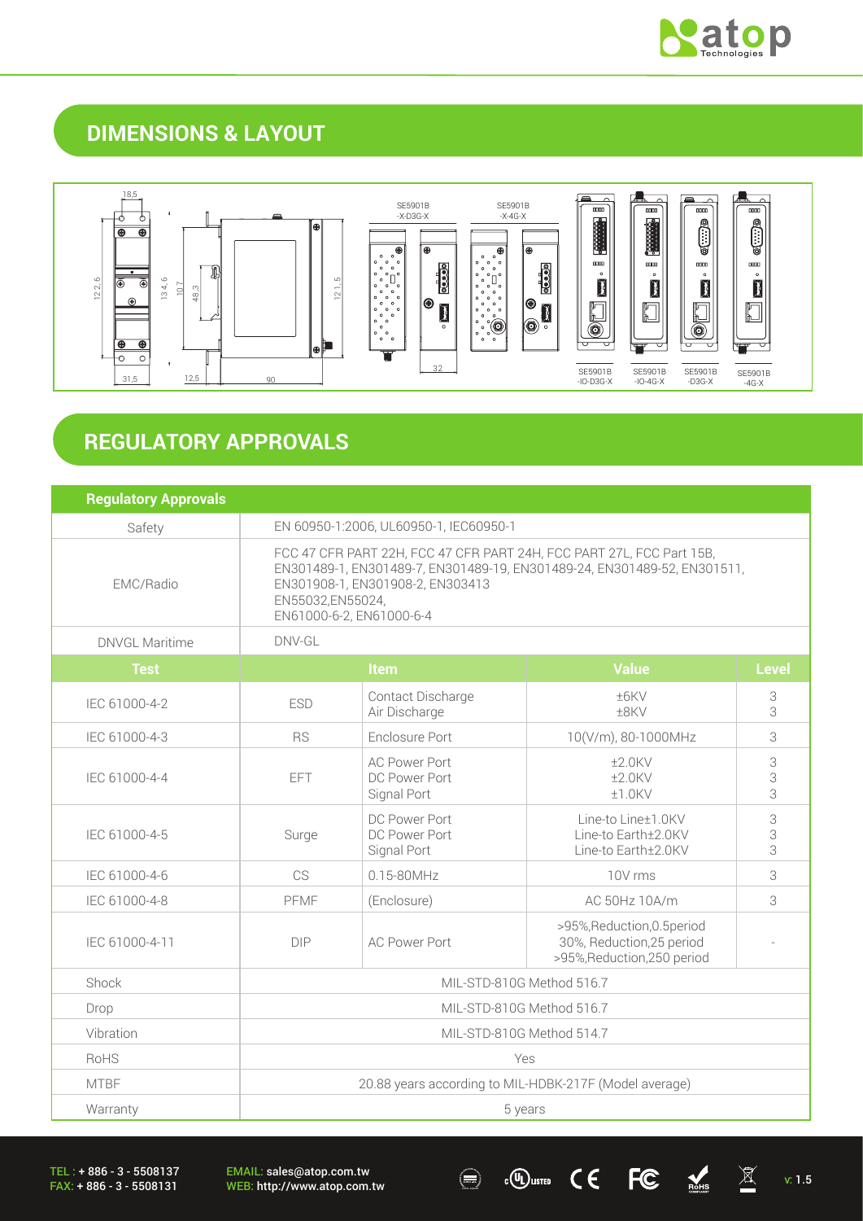## DIMENSIONS & LAYOUT

18,5

122,6 134,6 107 48,3 121,5

31,5 12,5 90 32

SE5901B -X-D3G-X

SE5901B -X-4G-X

SE5901B -IO-D3G-X

SE5901B -IO-4G-X

SE5901B -D3G-X

SE5901B -4G-X

## REGULATORY APPROVALS

| Regulatory Approvals | | | | |
|---|---|---|---|---|
| Safety | EN 60950-1:2006, UL60950-1, IEC60950-1 | | | |
| EMC/Radio | FCC 47 CFR PART 22H, FCC 47 CFR PART 24H, FCC PART 27L, FCC Part 15B, EN301489-1, EN301489-7, EN301489-19, EN301489-24, EN301489-52, EN301511, EN301908-1, EN301908-2, EN303413 EN55032,EN55024, EN61000-6-2, EN61000-6-4 | | | |
| DNVGL Maritime | DNV-GL | | | |
| **Test** | **Item** | | **Value** | **Level** |
| IEC 61000-4-2 | ESD | Contact Discharge<br>Air Discharge | ±6KV<br>±8KV | 3<br>3 |
| IEC 61000-4-3 | RS | Enclosure Port | 10(V/m), 80-1000MHz | 3 |
| IEC 61000-4-4 | EFT | AC Power Port<br>DC Power Port<br>Signal Port | ±2.0KV<br>±2.0KV<br>±1.0KV | 3<br>3<br>3 |
| IEC 61000-4-5 | Surge | DC Power Port<br>DC Power Port<br>Signal Port | Line-to Line±1.0KV<br>Line-to Earth±2.0KV<br>Line-to Earth±2.0KV | 3<br>3<br>3 |
| IEC 61000-4-6 | CS | 0.15-80MHz | 10V rms | 3 |
| IEC 61000-4-8 | PFMF | (Enclosure) | AC 50Hz 10A/m | 3 |
| IEC 61000-4-11 | DIP | AC Power Port | >95%,Reduction,0.5period<br>30%, Reduction,25 period<br>>95%,Reduction,250 period | - |
| Shock | MIL-STD-810G Method 516.7 | | | |
| Drop | MIL-STD-810G Method 516.7 | | | |
| Vibration | MIL-STD-810G Method 514.7 | | | |
| RoHS | Yes | | | |
| MTBF | 20.88 years according to MIL-HDBK-217F (Model average) | | | |
| Warranty | 5 years | | | |

TEL : + 886 - 3 - 5508137
FAX: + 886 - 3 - 5508131

EMAIL: sales@atop.com.tw
WEB: http://www.atop.com.tw

v: 1.5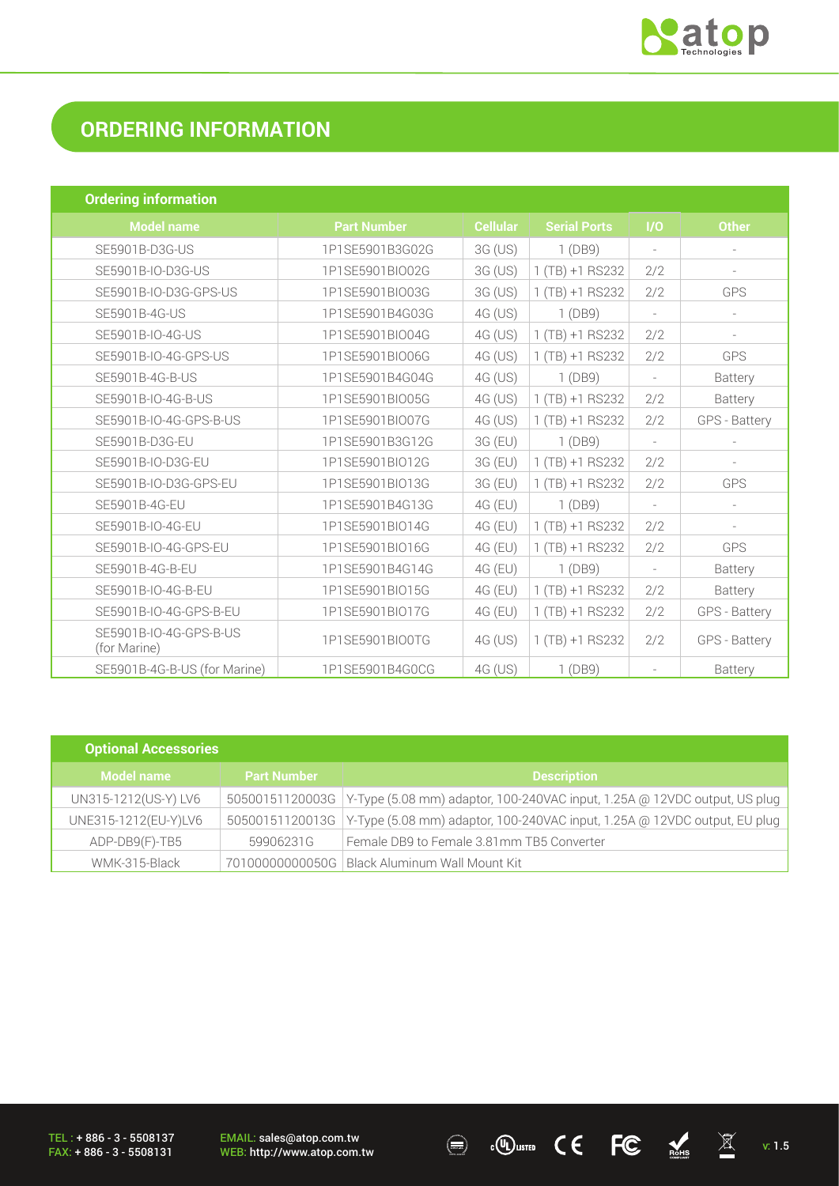## ORDERING INFORMATION

| Ordering information | | | | | |
|---|---|---|---|---|---|
| **Model name** | **Part Number** | **Cellular** | **Serial Ports** | **I/O** | **Other** |
| SE5901B-D3G-US | 1P1SE5901B3G02G | 3G (US) | 1 (DB9) | - | - |
| SE5901B-IO-D3G-US | 1P1SE5901BIO02G | 3G (US) | 1 (TB) +1 RS232 | 2/2 | - |
| SE5901B-IO-D3G-GPS-US | 1P1SE5901BIO03G | 3G (US) | 1 (TB) +1 RS232 | 2/2 | GPS |
| SE5901B-4G-US | 1P1SE5901B4G03G | 4G (US) | 1 (DB9) | - | - |
| SE5901B-IO-4G-US | 1P1SE5901BIO04G | 4G (US) | 1 (TB) +1 RS232 | 2/2 | - |
| SE5901B-IO-4G-GPS-US | 1P1SE5901BIO06G | 4G (US) | 1 (TB) +1 RS232 | 2/2 | GPS |
| SE5901B-4G-B-US | 1P1SE5901B4G04G | 4G (US) | 1 (DB9) | - | Battery |
| SE5901B-IO-4G-B-US | 1P1SE5901BIO05G | 4G (US) | 1 (TB) +1 RS232 | 2/2 | Battery |
| SE5901B-IO-4G-GPS-B-US | 1P1SE5901BIO07G | 4G (US) | 1 (TB) +1 RS232 | 2/2 | GPS - Battery |
| SE5901B-D3G-EU | 1P1SE5901B3G12G | 3G (EU) | 1 (DB9) | - | - |
| SE5901B-IO-D3G-EU | 1P1SE5901BIO12G | 3G (EU) | 1 (TB) +1 RS232 | 2/2 | - |
| SE5901B-IO-D3G-GPS-EU | 1P1SE5901BIO13G | 3G (EU) | 1 (TB) +1 RS232 | 2/2 | GPS |
| SE5901B-4G-EU | 1P1SE5901B4G13G | 4G (EU) | 1 (DB9) | - | - |
| SE5901B-IO-4G-EU | 1P1SE5901BIO14G | 4G (EU) | 1 (TB) +1 RS232 | 2/2 | - |
| SE5901B-IO-4G-GPS-EU | 1P1SE5901BIO16G | 4G (EU) | 1 (TB) +1 RS232 | 2/2 | GPS |
| SE5901B-4G-B-EU | 1P1SE5901B4G14G | 4G (EU) | 1 (DB9) | - | Battery |
| SE5901B-IO-4G-B-EU | 1P1SE5901BIO15G | 4G (EU) | 1 (TB) +1 RS232 | 2/2 | Battery |
| SE5901B-IO-4G-GPS-B-EU | 1P1SE5901BIO17G | 4G (EU) | 1 (TB) +1 RS232 | 2/2 | GPS - Battery |
| SE5901B-IO-4G-GPS-B-US (for Marine) | 1P1SE5901BIO0TG | 4G (US) | 1 (TB) +1 RS232 | 2/2 | GPS - Battery |
| SE5901B-4G-B-US (for Marine) | 1P1SE5901B4G0CG | 4G (US) | 1 (DB9) | - | Battery |

| Optional Accessories | | |
|---|---|---|
| **Model name** | **Part Number** | **Description** |
| UN315-1212(US-Y) LV6 | 50500151120003G | Y-Type (5.08 mm) adaptor, 100-240VAC input, 1.25A @ 12VDC output, US plug |
| UNE315-1212(EU-Y)LV6 | 50500151120013G | Y-Type (5.08 mm) adaptor, 100-240VAC input, 1.25A @ 12VDC output, EU plug |
| ADP-DB9(F)-TB5 | 59906231G | Female DB9 to Female 3.81mm TB5 Converter |
| WMK-315-Black | 70100000000050G | Black Aluminum Wall Mount Kit |

TEL : + 886 - 3 - 5508137
FAX: + 886 - 3 - 5508131

EMAIL: sales@atop.com.tw
WEB: http://www.atop.com.tw

v: 1.5